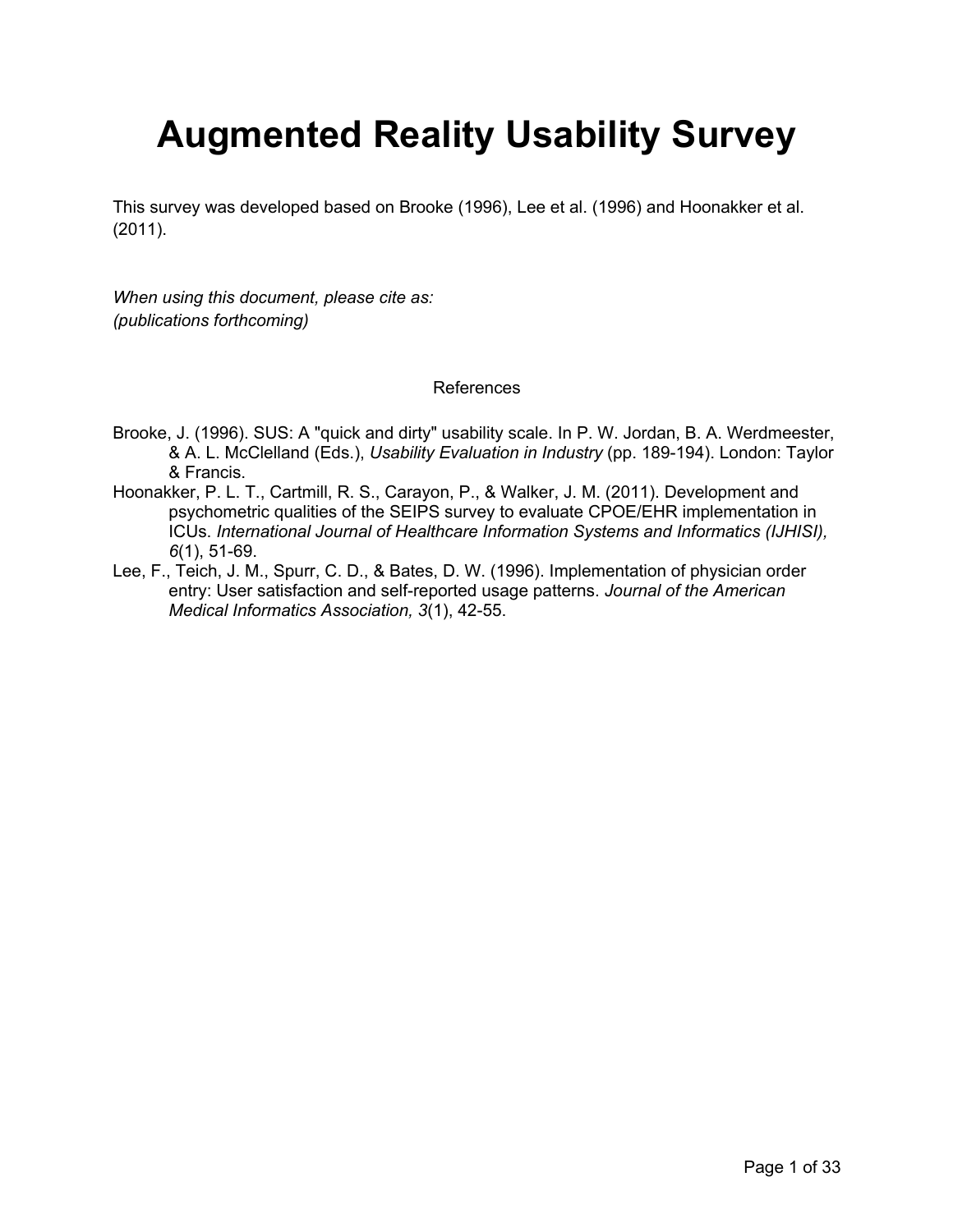# Augmented Reality Usability Survey

This survey was developed based on Brooke (1996), Lee et al. (1996) and Hoonakker et al. (2011).

*When using this document, please cite as:*
*(publications forthcoming)*

References

Brooke, J. (1996). SUS: A "quick and dirty" usability scale. In P. W. Jordan, B. A. Werdmeester, & A. L. McClelland (Eds.), *Usability Evaluation in Industry* (pp. 189-194). London: Taylor & Francis.

Hoonakker, P. L. T., Cartmill, R. S., Carayon, P., & Walker, J. M. (2011). Development and psychometric qualities of the SEIPS survey to evaluate CPOE/EHR implementation in ICUs. *International Journal of Healthcare Information Systems and Informatics (IJHISI), 6*(1), 51-69.

Lee, F., Teich, J. M., Spurr, C. D., & Bates, D. W. (1996). Implementation of physician order entry: User satisfaction and self-reported usage patterns. *Journal of the American Medical Informatics Association, 3*(1), 42-55.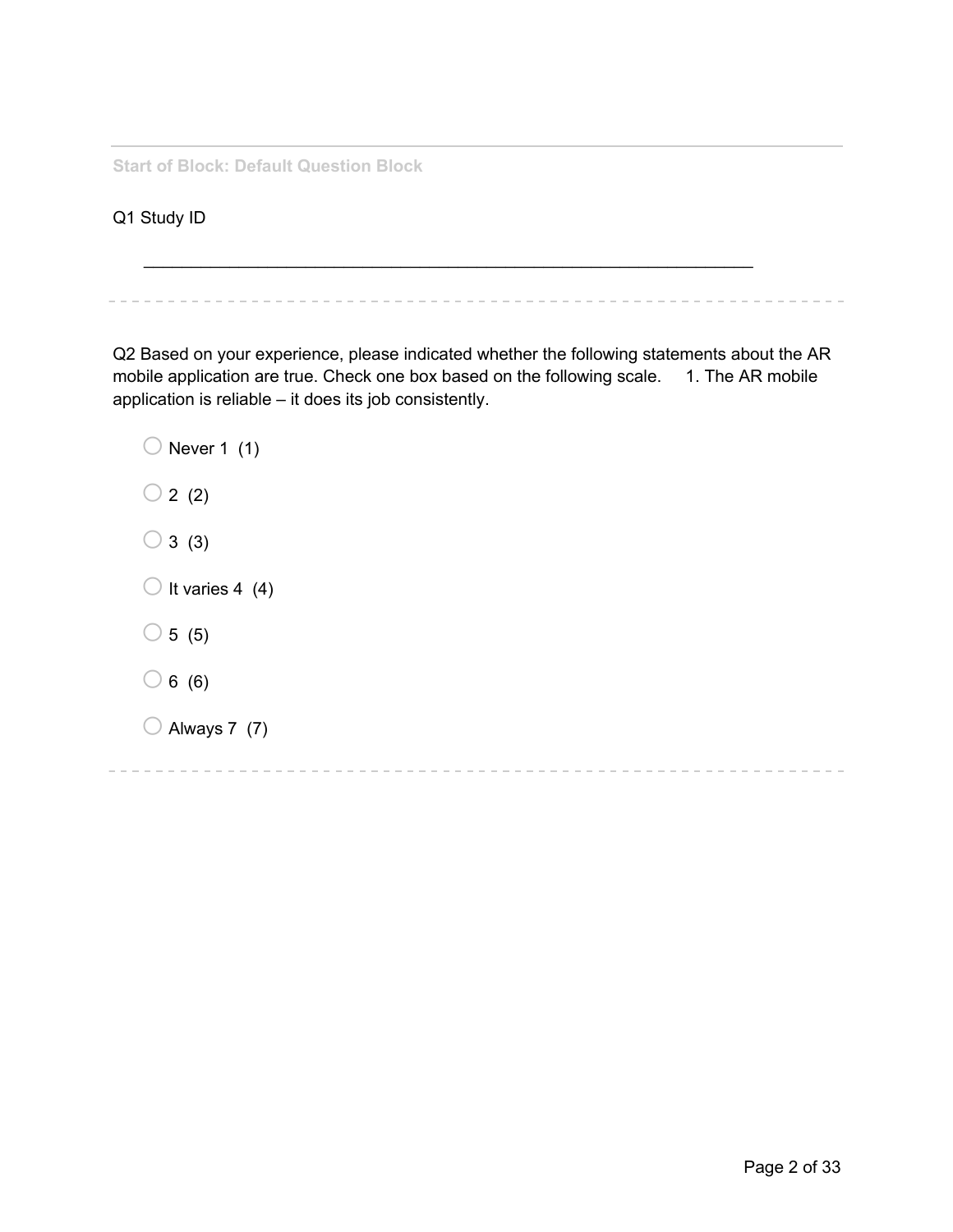Start of Block: Default Question Block

Q1 Study ID

________________________________________________________________

Q2 Based on your experience, please indicated whether the following statements about the AR mobile application are true. Check one box based on the following scale.      1. The AR mobile application is reliable – it does its job consistently.

- ○ Never 1  (1)
- ○ 2  (2)
- ○ 3  (3)
- ○ It varies 4  (4)
- ○ 5  (5)
- ○ 6  (6)
- ○ Always 7  (7)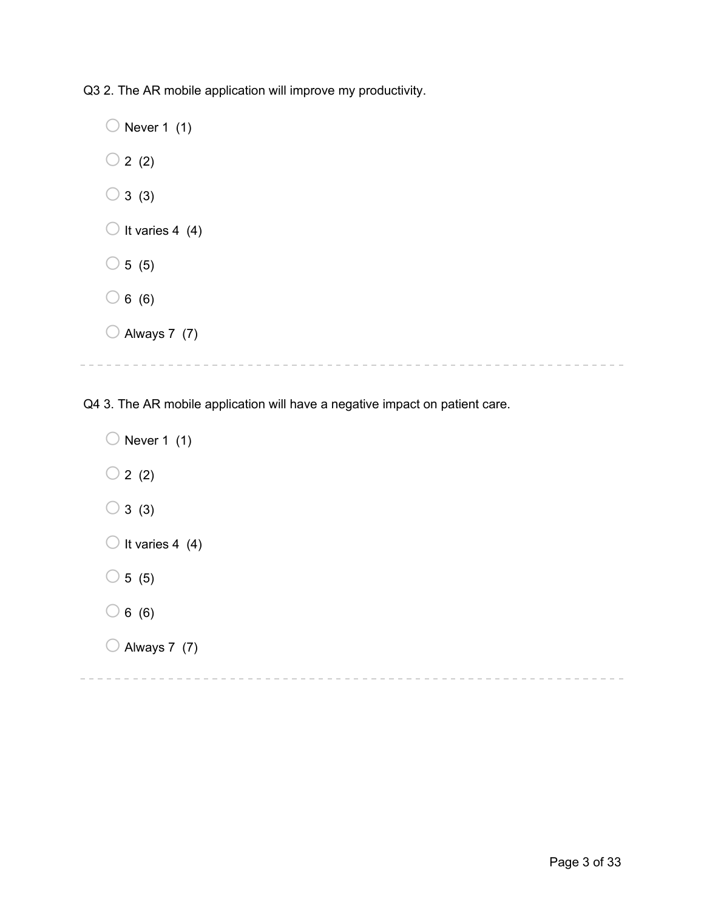Q3 2. The AR mobile application will improve my productivity.

- Never 1 (1)
- 2 (2)
- 3 (3)
- It varies 4 (4)
- 5 (5)
- 6 (6)
- Always 7 (7)

---

Q4 3. The AR mobile application will have a negative impact on patient care.

- Never 1 (1)
- 2 (2)
- 3 (3)
- It varies 4 (4)
- 5 (5)
- 6 (6)
- Always 7 (7)

---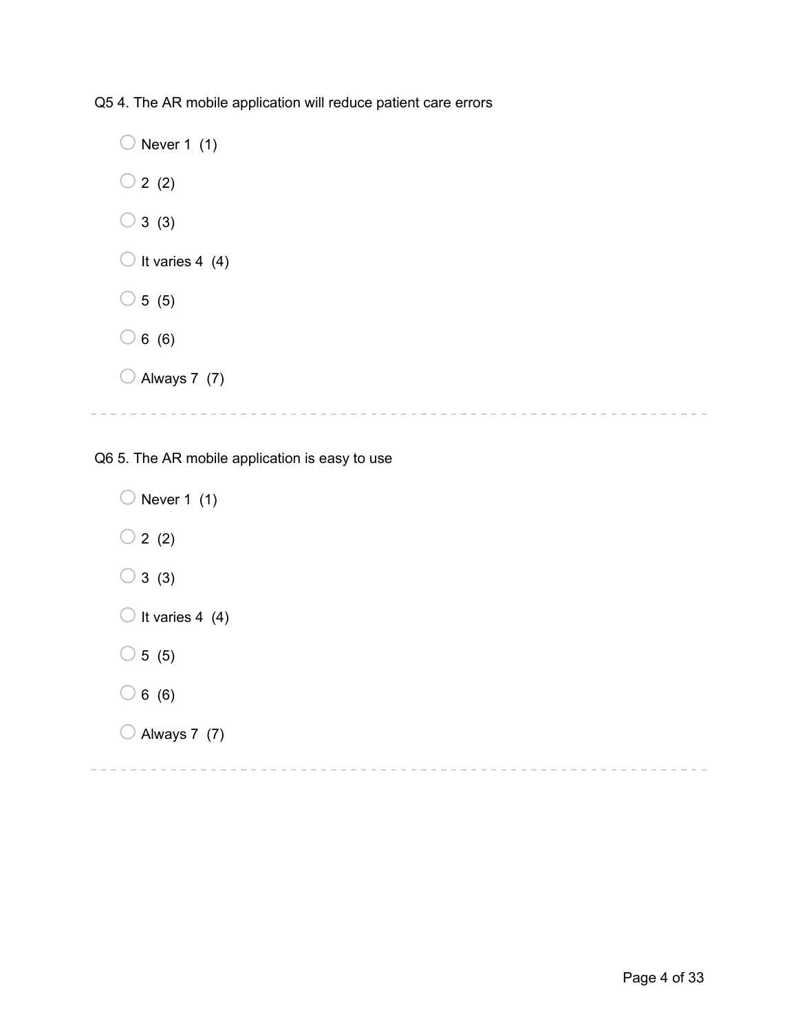Q5 4. The AR mobile application will reduce patient care errors

- Never 1 (1)
- 2 (2)
- 3 (3)
- It varies 4 (4)
- 5 (5)
- 6 (6)
- Always 7 (7)

---

Q6 5. The AR mobile application is easy to use

- Never 1 (1)
- 2 (2)
- 3 (3)
- It varies 4 (4)
- 5 (5)
- 6 (6)
- Always 7 (7)

---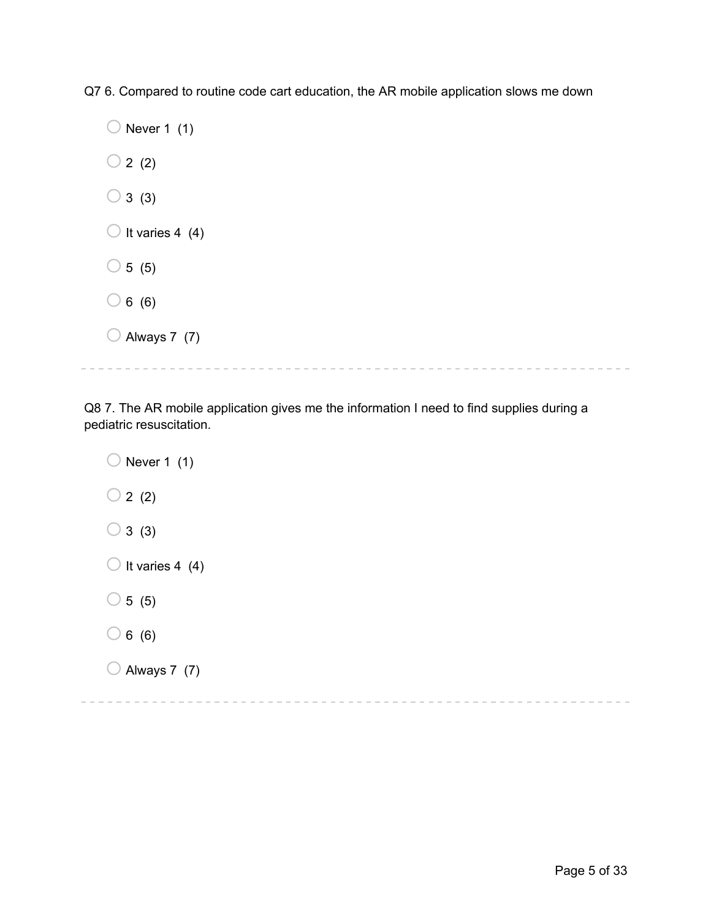Q7 6. Compared to routine code cart education, the AR mobile application slows me down

- ○ Never 1 (1)
- ○ 2 (2)
- ○ 3 (3)
- ○ It varies 4 (4)
- ○ 5 (5)
- ○ 6 (6)
- ○ Always 7 (7)

---

Q8 7. The AR mobile application gives me the information I need to find supplies during a pediatric resuscitation.

- ○ Never 1 (1)
- ○ 2 (2)
- ○ 3 (3)
- ○ It varies 4 (4)
- ○ 5 (5)
- ○ 6 (6)
- ○ Always 7 (7)

---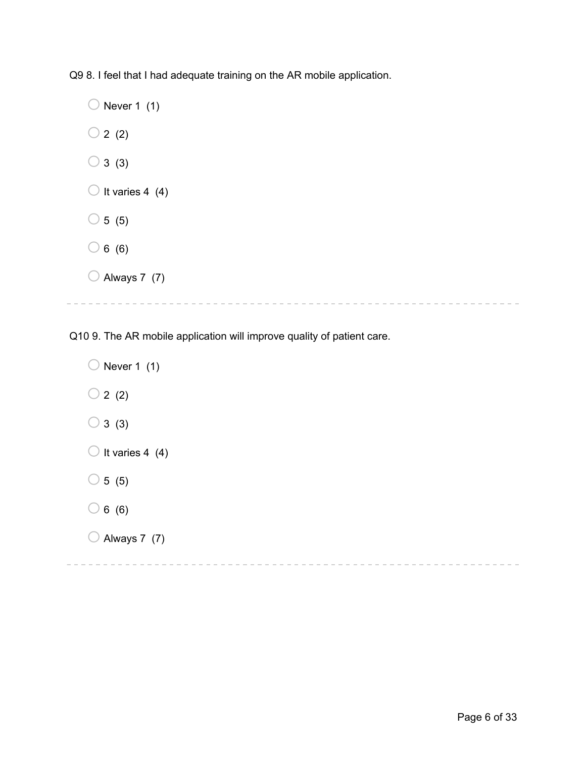Q9 8. I feel that I had adequate training on the AR mobile application.

- Never 1 (1)
- 2 (2)
- 3 (3)
- It varies 4 (4)
- 5 (5)
- 6 (6)
- Always 7 (7)

---

Q10 9. The AR mobile application will improve quality of patient care.

- Never 1 (1)
- 2 (2)
- 3 (3)
- It varies 4 (4)
- 5 (5)
- 6 (6)
- Always 7 (7)

---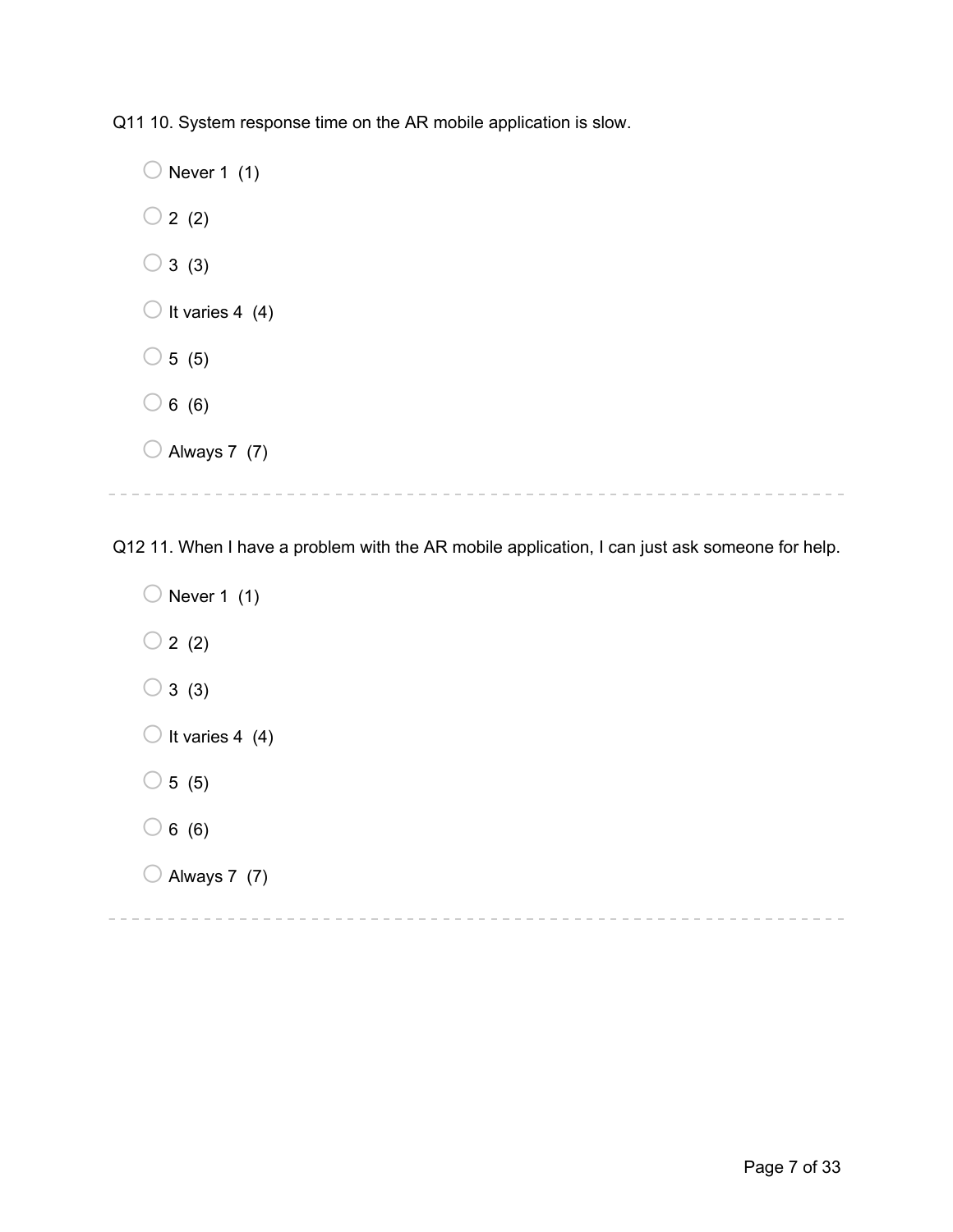Q11 10. System response time on the AR mobile application is slow.

- Never 1 (1)
- 2 (2)
- 3 (3)
- It varies 4 (4)
- 5 (5)
- 6 (6)
- Always 7 (7)

---

Q12 11. When I have a problem with the AR mobile application, I can just ask someone for help.

- Never 1 (1)
- 2 (2)
- 3 (3)
- It varies 4 (4)
- 5 (5)
- 6 (6)
- Always 7 (7)

---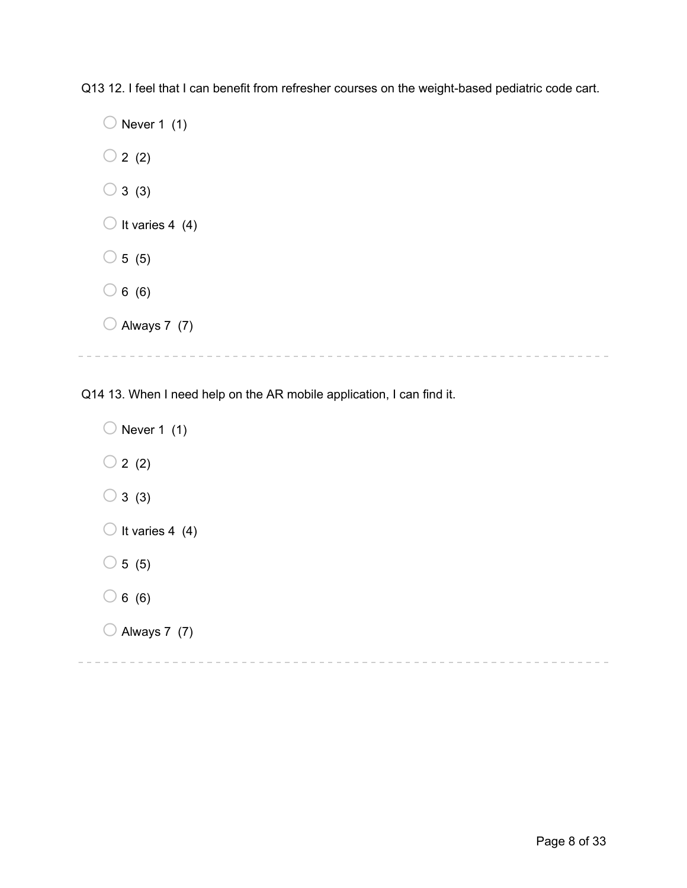Q13 12. I feel that I can benefit from refresher courses on the weight-based pediatric code cart.

- Never 1 (1)
- 2 (2)
- 3 (3)
- It varies 4 (4)
- 5 (5)
- 6 (6)
- Always 7 (7)

---

Q14 13. When I need help on the AR mobile application, I can find it.

- Never 1 (1)
- 2 (2)
- 3 (3)
- It varies 4 (4)
- 5 (5)
- 6 (6)
- Always 7 (7)

---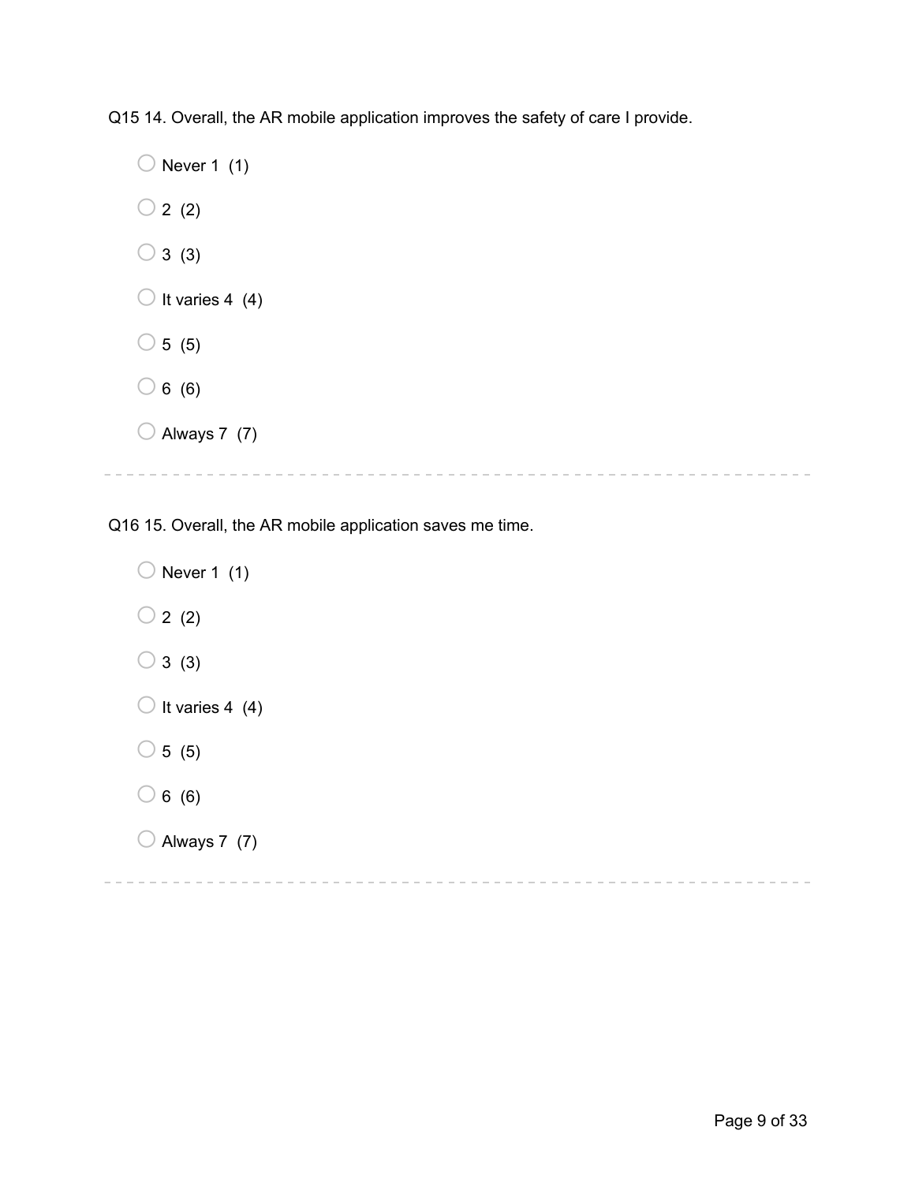Q15 14. Overall, the AR mobile application improves the safety of care I provide.

- Never 1 (1)
- 2 (2)
- 3 (3)
- It varies 4 (4)
- 5 (5)
- 6 (6)
- Always 7 (7)

---

Q16 15. Overall, the AR mobile application saves me time.

- Never 1 (1)
- 2 (2)
- 3 (3)
- It varies 4 (4)
- 5 (5)
- 6 (6)
- Always 7 (7)

---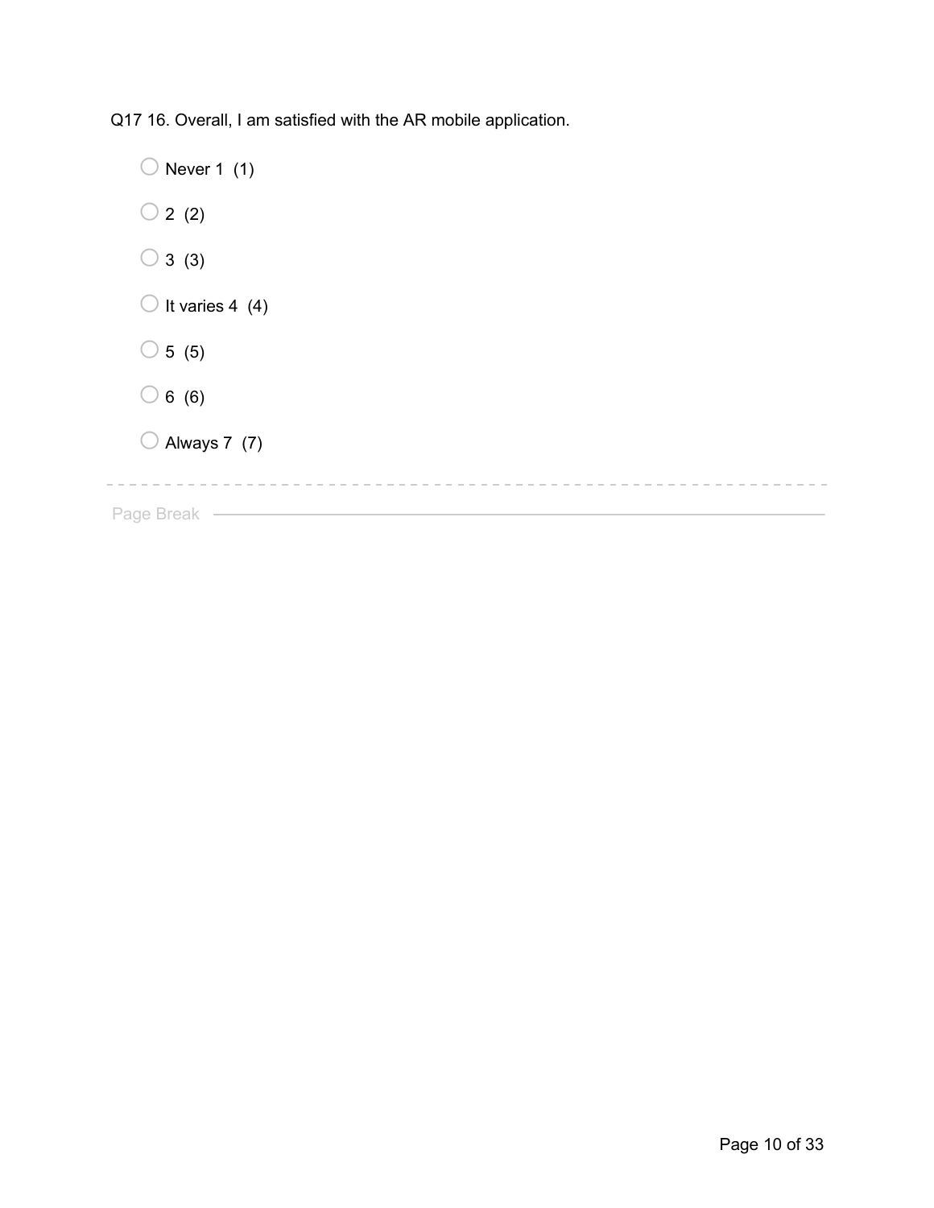Q17 16. Overall, I am satisfied with the AR mobile application.

- ○ Never 1 (1)
- ○ 2 (2)
- ○ 3 (3)
- ○ It varies 4 (4)
- ○ 5 (5)
- ○ 6 (6)
- ○ Always 7 (7)

---

Page Break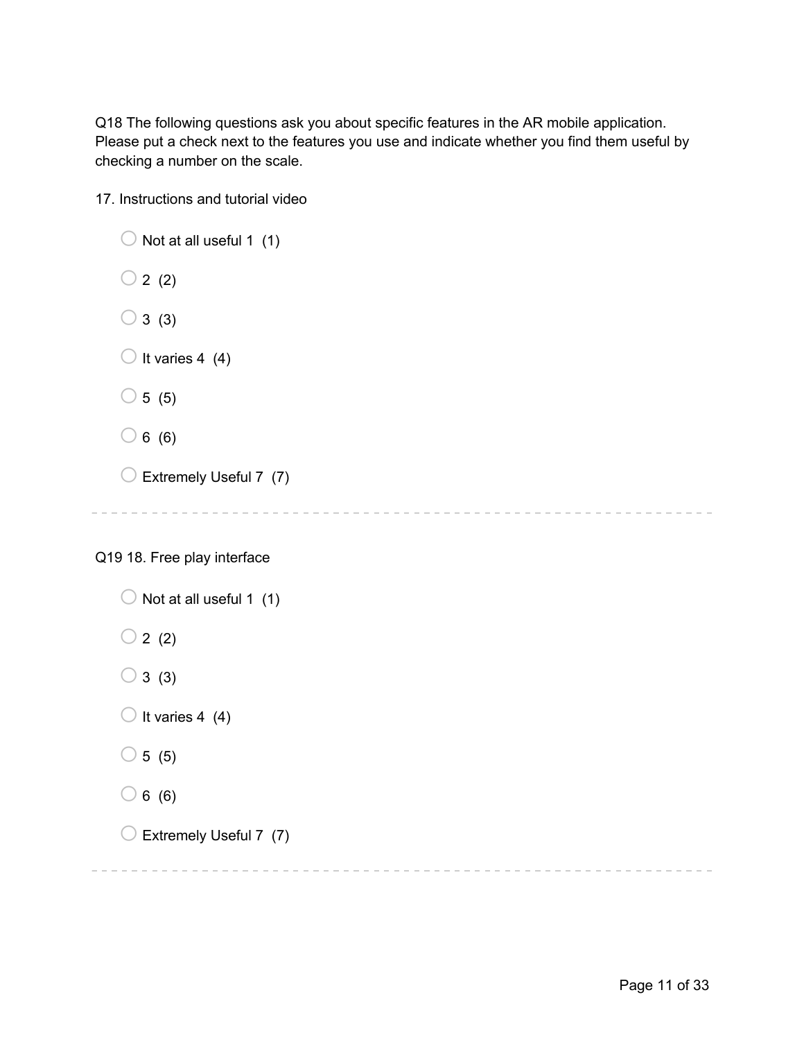Q18 The following questions ask you about specific features in the AR mobile application. Please put a check next to the features you use and indicate whether you find them useful by checking a number on the scale.

17. Instructions and tutorial video

- ○ Not at all useful 1 (1)
- ○ 2 (2)
- ○ 3 (3)
- ○ It varies 4 (4)
- ○ 5 (5)
- ○ 6 (6)
- ○ Extremely Useful 7 (7)

---

Q19 18. Free play interface

- ○ Not at all useful 1 (1)
- ○ 2 (2)
- ○ 3 (3)
- ○ It varies 4 (4)
- ○ 5 (5)
- ○ 6 (6)
- ○ Extremely Useful 7 (7)

---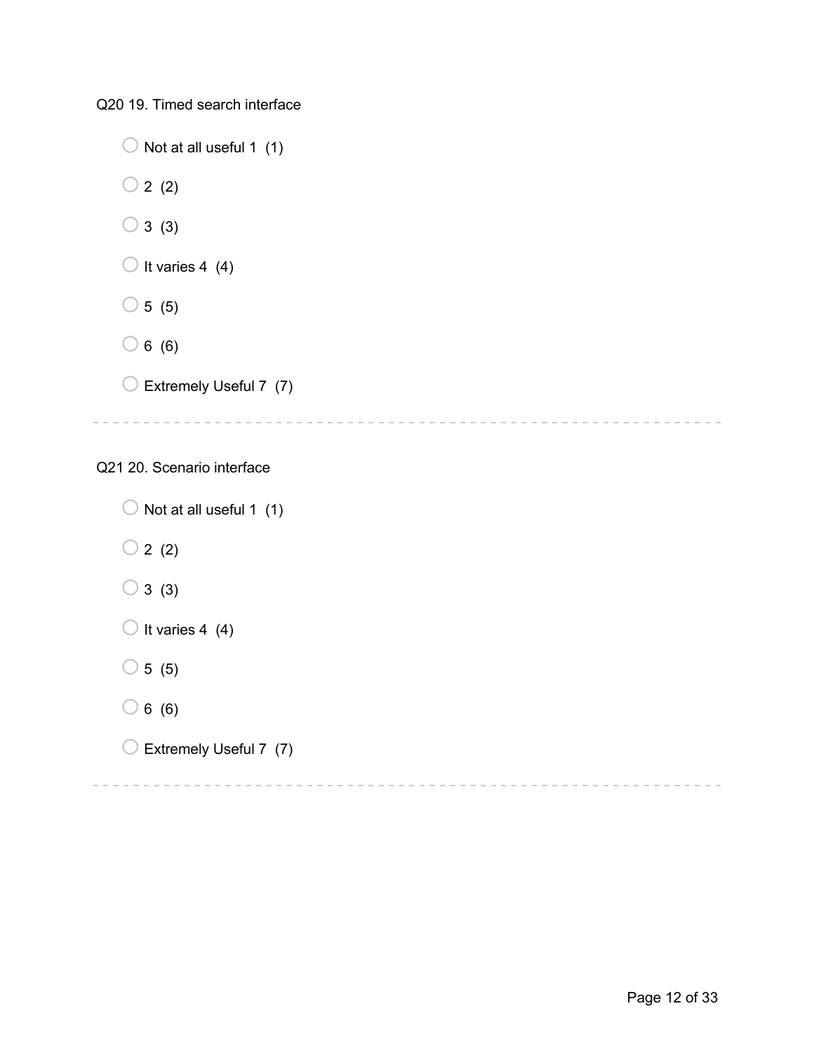Q20 19. Timed search interface

- ○ Not at all useful 1 (1)
- ○ 2 (2)
- ○ 3 (3)
- ○ It varies 4 (4)
- ○ 5 (5)
- ○ 6 (6)
- ○ Extremely Useful 7 (7)

---

Q21 20. Scenario interface

- ○ Not at all useful 1 (1)
- ○ 2 (2)
- ○ 3 (3)
- ○ It varies 4 (4)
- ○ 5 (5)
- ○ 6 (6)
- ○ Extremely Useful 7 (7)

---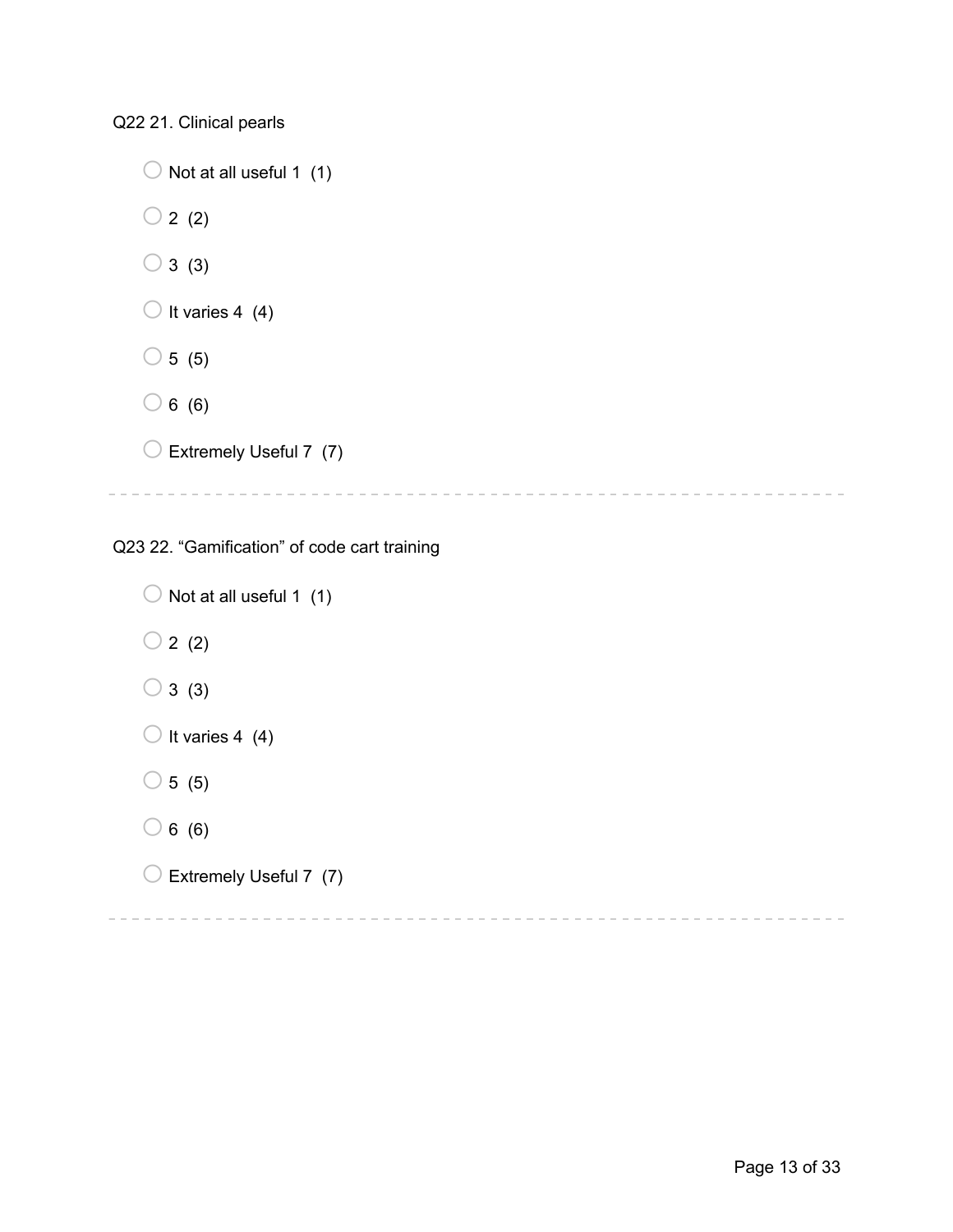Q22 21. Clinical pearls

- Not at all useful 1 (1)
- 2 (2)
- 3 (3)
- It varies 4 (4)
- 5 (5)
- 6 (6)
- Extremely Useful 7 (7)

---

Q23 22. “Gamification” of code cart training

- Not at all useful 1 (1)
- 2 (2)
- 3 (3)
- It varies 4 (4)
- 5 (5)
- 6 (6)
- Extremely Useful 7 (7)

---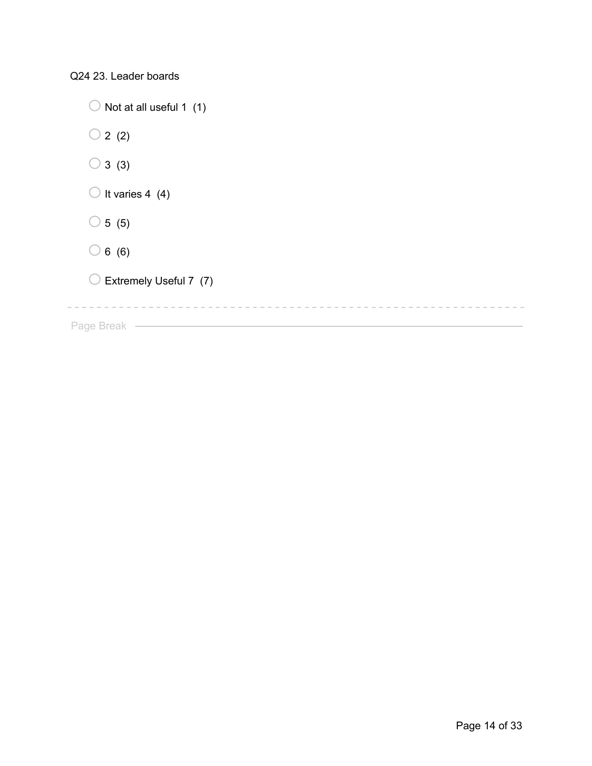Q24 23. Leader boards

- ○ Not at all useful 1 (1)
- ○ 2 (2)
- ○ 3 (3)
- ○ It varies 4 (4)
- ○ 5 (5)
- ○ 6 (6)
- ○ Extremely Useful 7 (7)

---

Page Break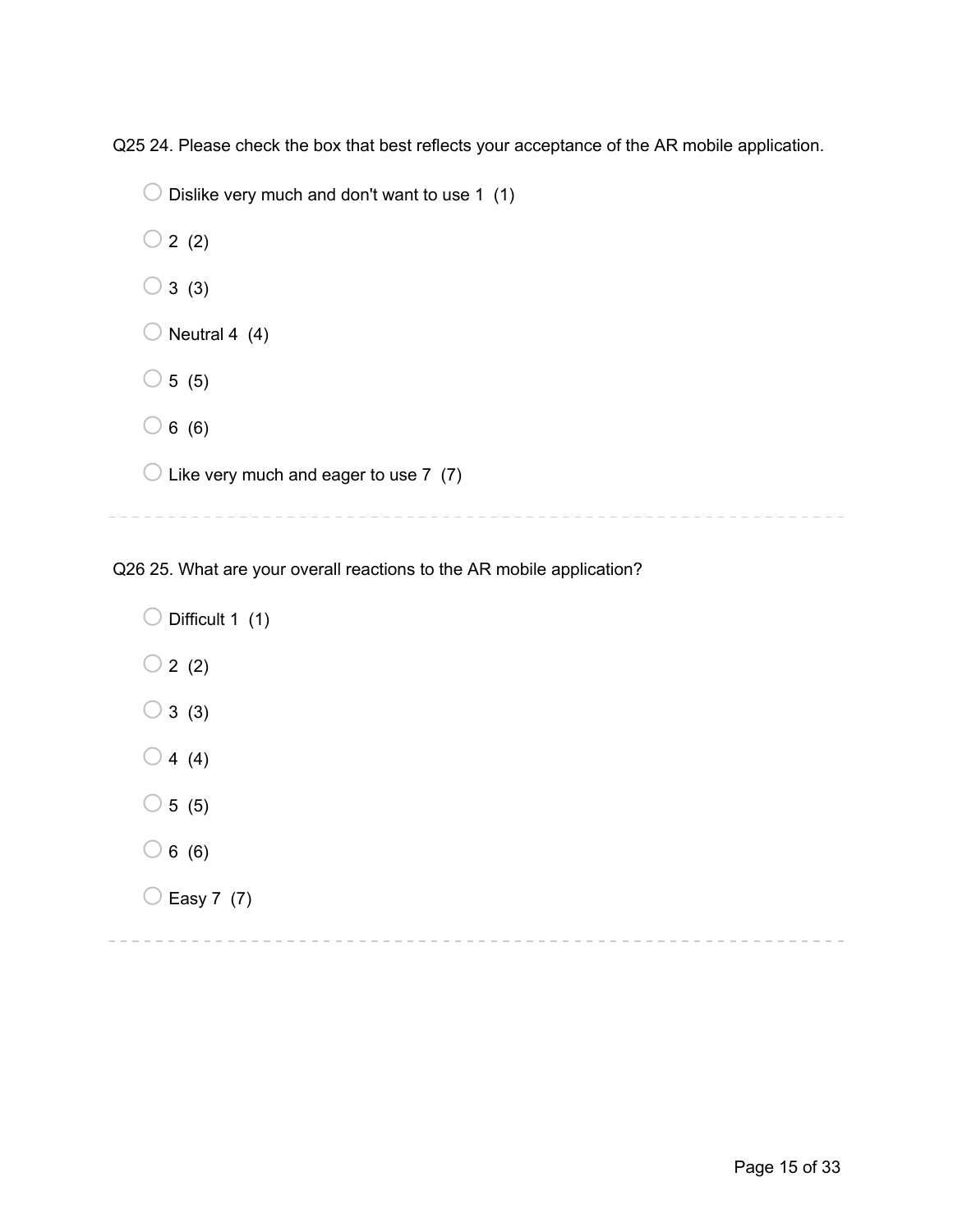Q25 24. Please check the box that best reflects your acceptance of the AR mobile application.

- ○ Dislike very much and don't want to use 1 (1)
- ○ 2 (2)
- ○ 3 (3)
- ○ Neutral 4 (4)
- ○ 5 (5)
- ○ 6 (6)
- ○ Like very much and eager to use 7 (7)

---

Q26 25. What are your overall reactions to the AR mobile application?

- ○ Difficult 1 (1)
- ○ 2 (2)
- ○ 3 (3)
- ○ 4 (4)
- ○ 5 (5)
- ○ 6 (6)
- ○ Easy 7 (7)

---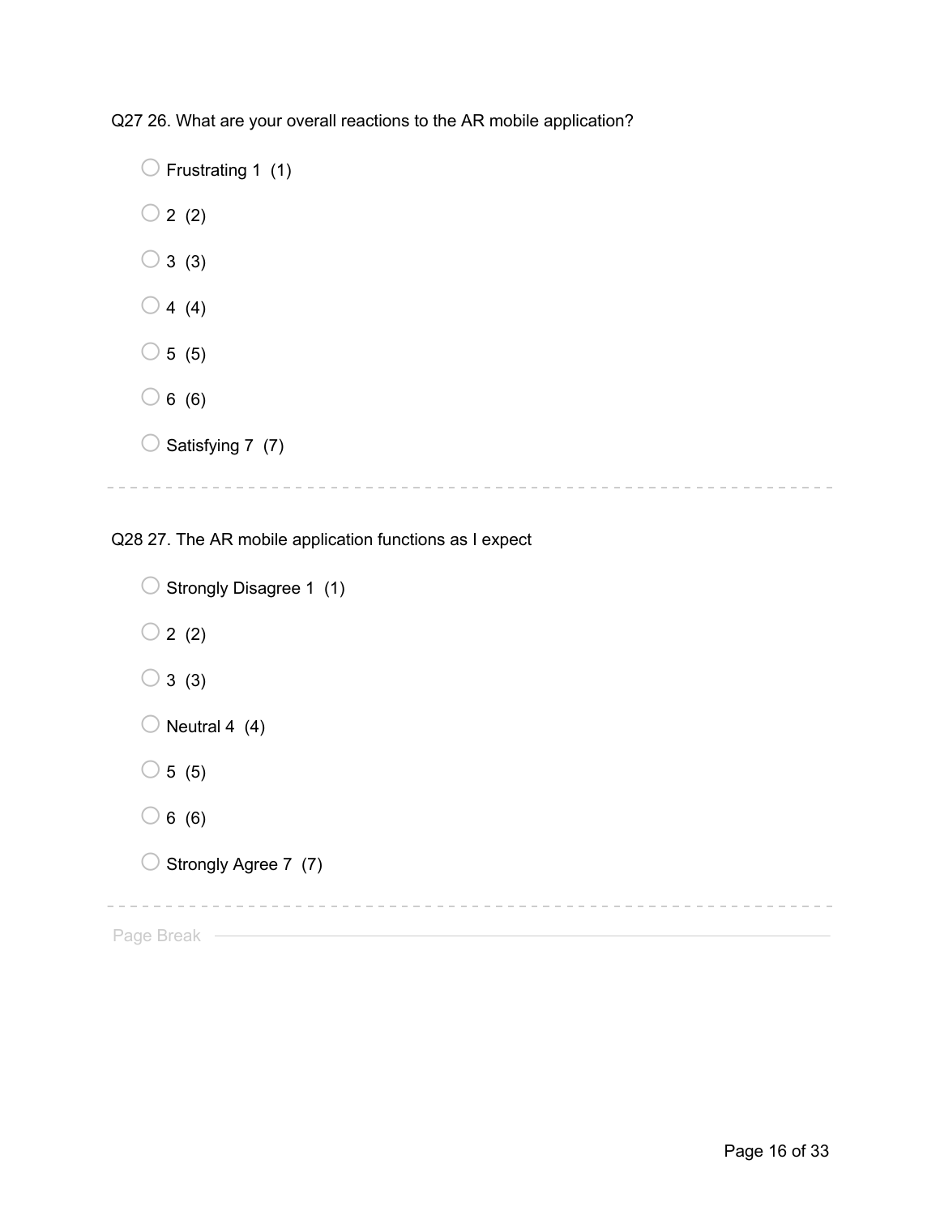Q27 26. What are your overall reactions to the AR mobile application?

- ○ Frustrating 1 (1)
- ○ 2 (2)
- ○ 3 (3)
- ○ 4 (4)
- ○ 5 (5)
- ○ 6 (6)
- ○ Satisfying 7 (7)

---

Q28 27. The AR mobile application functions as I expect

- ○ Strongly Disagree 1 (1)
- ○ 2 (2)
- ○ 3 (3)
- ○ Neutral 4 (4)
- ○ 5 (5)
- ○ 6 (6)
- ○ Strongly Agree 7 (7)

---

Page Break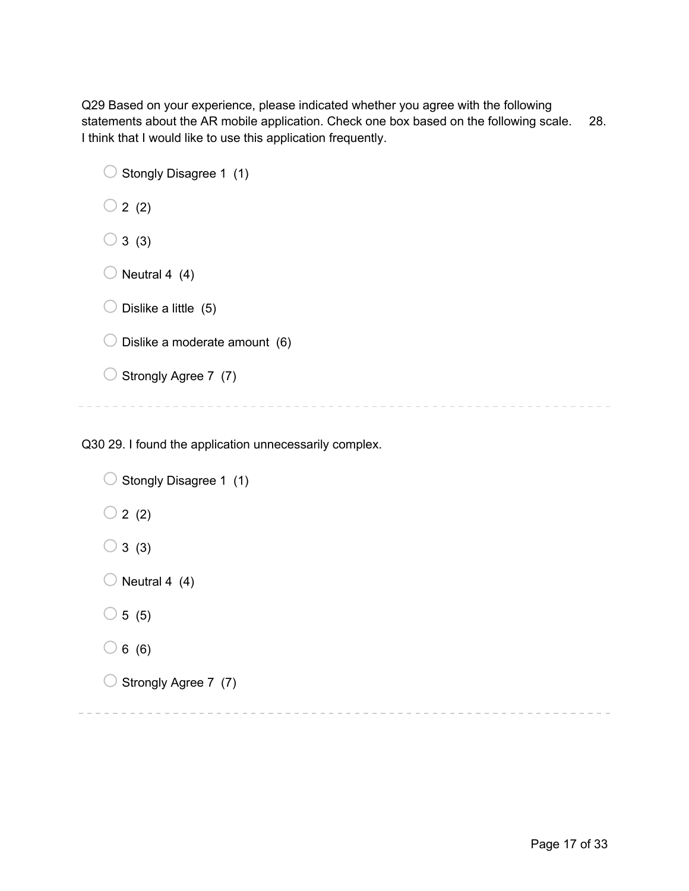Q29 Based on your experience, please indicated whether you agree with the following statements about the AR mobile application. Check one box based on the following scale.     28. I think that I would like to use this application frequently.

- Stongly Disagree 1  (1)
- 2  (2)
- 3  (3)
- Neutral 4  (4)
- Dislike a little  (5)
- Dislike a moderate amount  (6)
- Strongly Agree 7  (7)

---

Q30 29. I found the application unnecessarily complex.

- Stongly Disagree 1  (1)
- 2  (2)
- 3  (3)
- Neutral 4  (4)
- 5  (5)
- 6  (6)
- Strongly Agree 7  (7)

---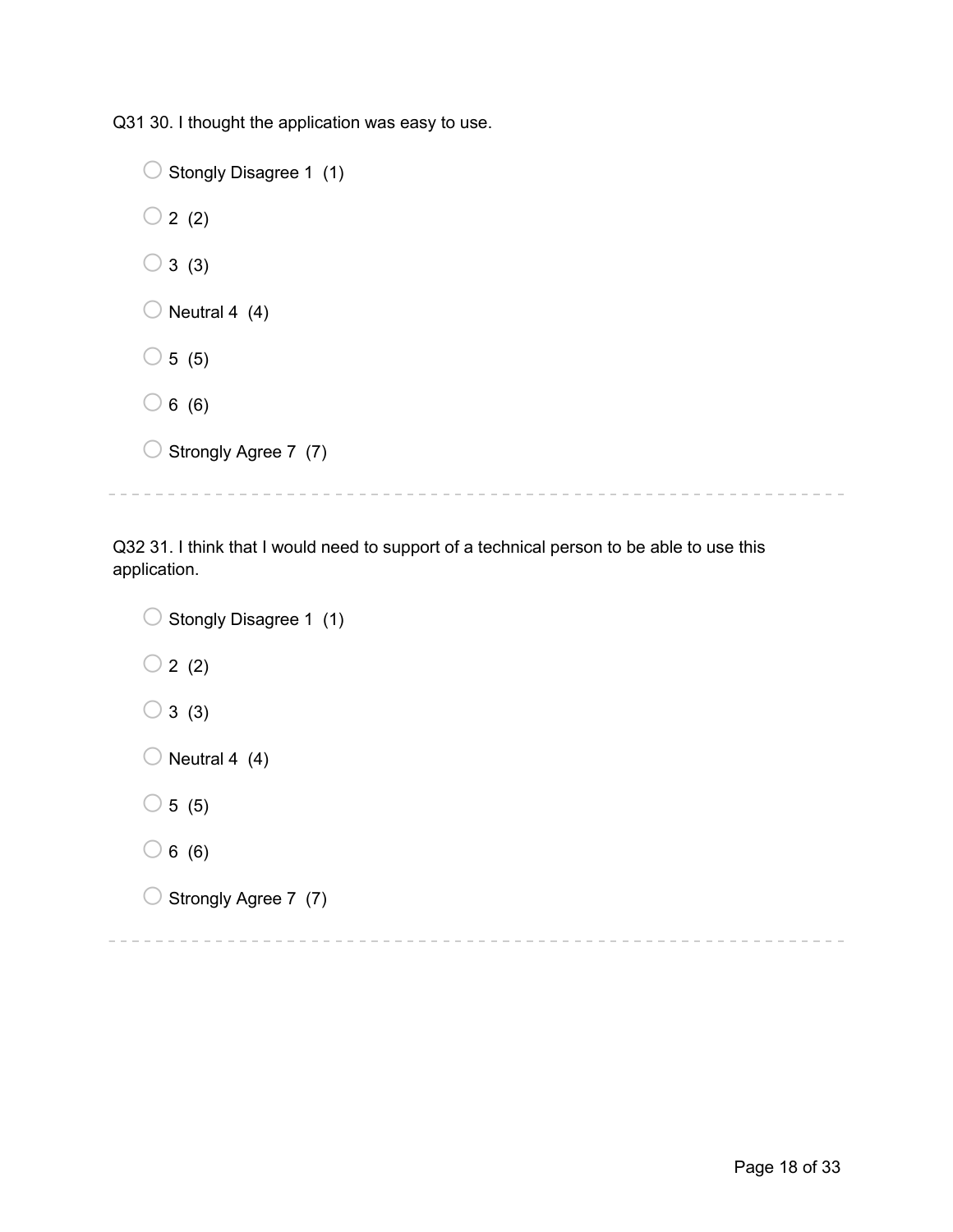Q31 30. I thought the application was easy to use.

- Stongly Disagree 1 (1)
- 2 (2)
- 3 (3)
- Neutral 4 (4)
- 5 (5)
- 6 (6)
- Strongly Agree 7 (7)

---

Q32 31. I think that I would need to support of a technical person to be able to use this application.

- Stongly Disagree 1 (1)
- 2 (2)
- 3 (3)
- Neutral 4 (4)
- 5 (5)
- 6 (6)
- Strongly Agree 7 (7)

---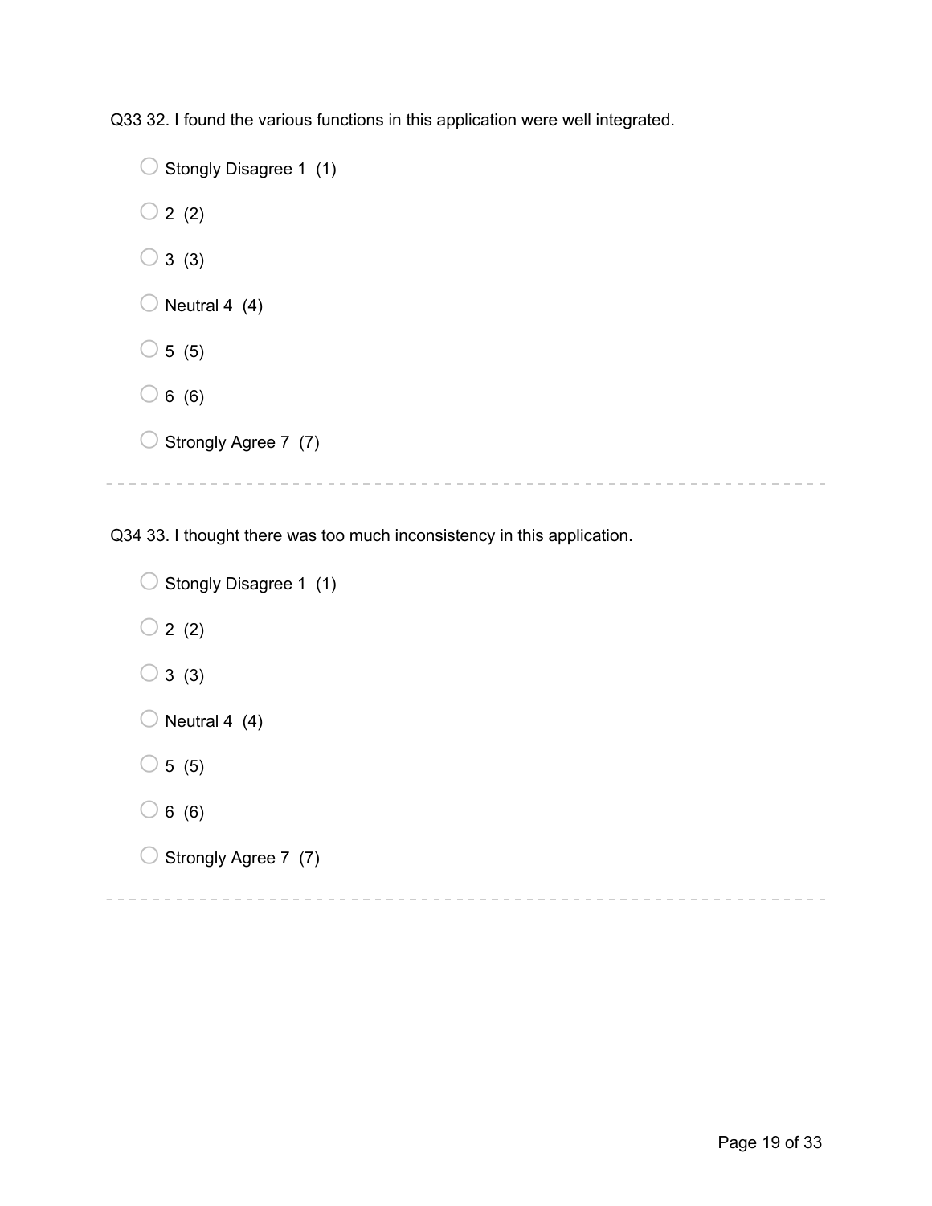Q33 32. I found the various functions in this application were well integrated.

- Stongly Disagree 1 (1)
- 2 (2)
- 3 (3)
- Neutral 4 (4)
- 5 (5)
- 6 (6)
- Strongly Agree 7 (7)

---

Q34 33. I thought there was too much inconsistency in this application.

- Stongly Disagree 1 (1)
- 2 (2)
- 3 (3)
- Neutral 4 (4)
- 5 (5)
- 6 (6)
- Strongly Agree 7 (7)

---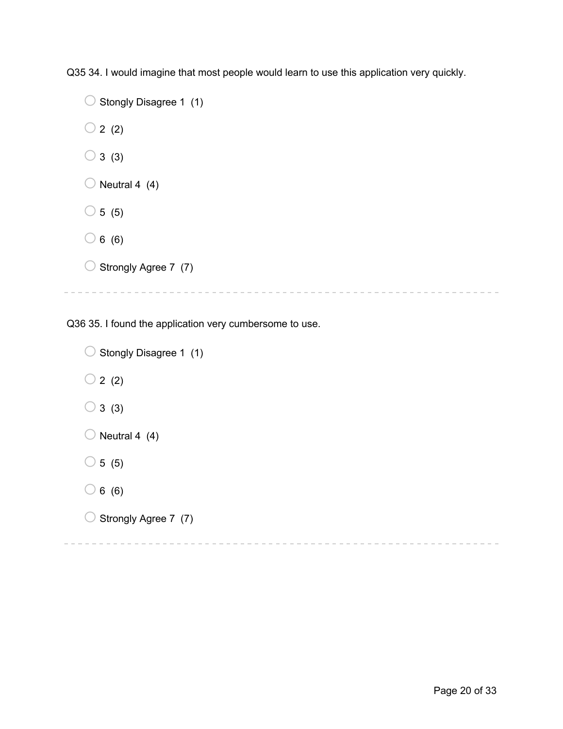Q35 34. I would imagine that most people would learn to use this application very quickly.

- Stongly Disagree 1 (1)
- 2 (2)
- 3 (3)
- Neutral 4 (4)
- 5 (5)
- 6 (6)
- Strongly Agree 7 (7)

---

Q36 35. I found the application very cumbersome to use.

- Stongly Disagree 1 (1)
- 2 (2)
- 3 (3)
- Neutral 4 (4)
- 5 (5)
- 6 (6)
- Strongly Agree 7 (7)

---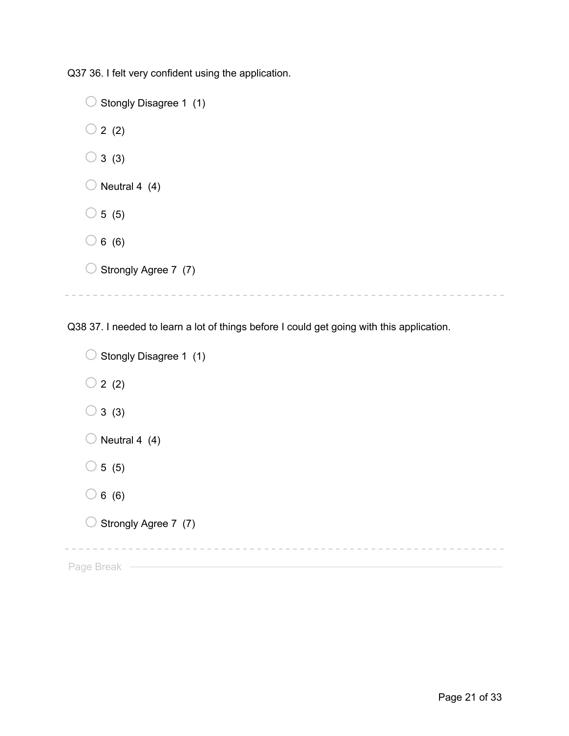Q37 36. I felt very confident using the application.

- Stongly Disagree 1 (1)
- 2 (2)
- 3 (3)
- Neutral 4 (4)
- 5 (5)
- 6 (6)
- Strongly Agree 7 (7)

---

Q38 37. I needed to learn a lot of things before I could get going with this application.

- Stongly Disagree 1 (1)
- 2 (2)
- 3 (3)
- Neutral 4 (4)
- 5 (5)
- 6 (6)
- Strongly Agree 7 (7)

---

Page Break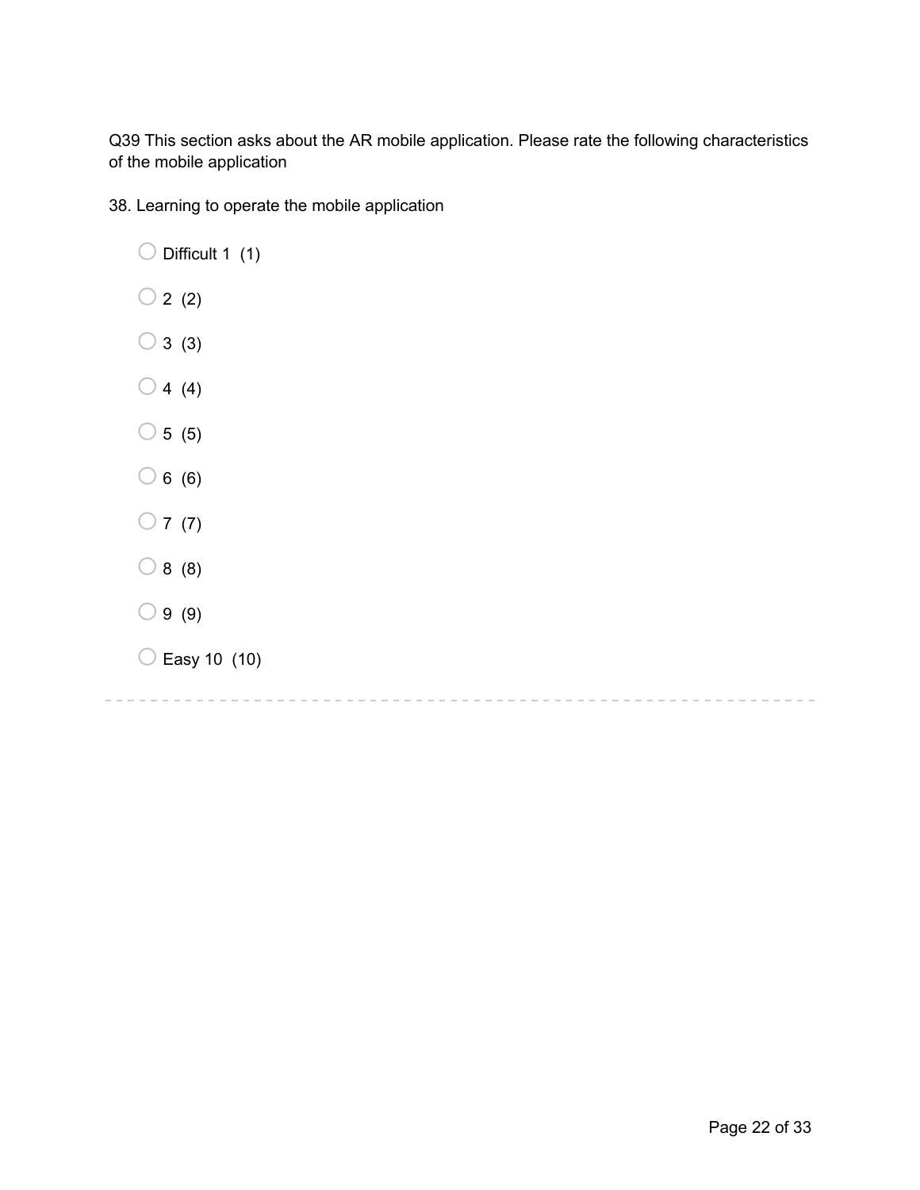Q39 This section asks about the AR mobile application. Please rate the following characteristics of the mobile application

38. Learning to operate the mobile application

- ○ Difficult 1 (1)
- ○ 2 (2)
- ○ 3 (3)
- ○ 4 (4)
- ○ 5 (5)
- ○ 6 (6)
- ○ 7 (7)
- ○ 8 (8)
- ○ 9 (9)
- ○ Easy 10 (10)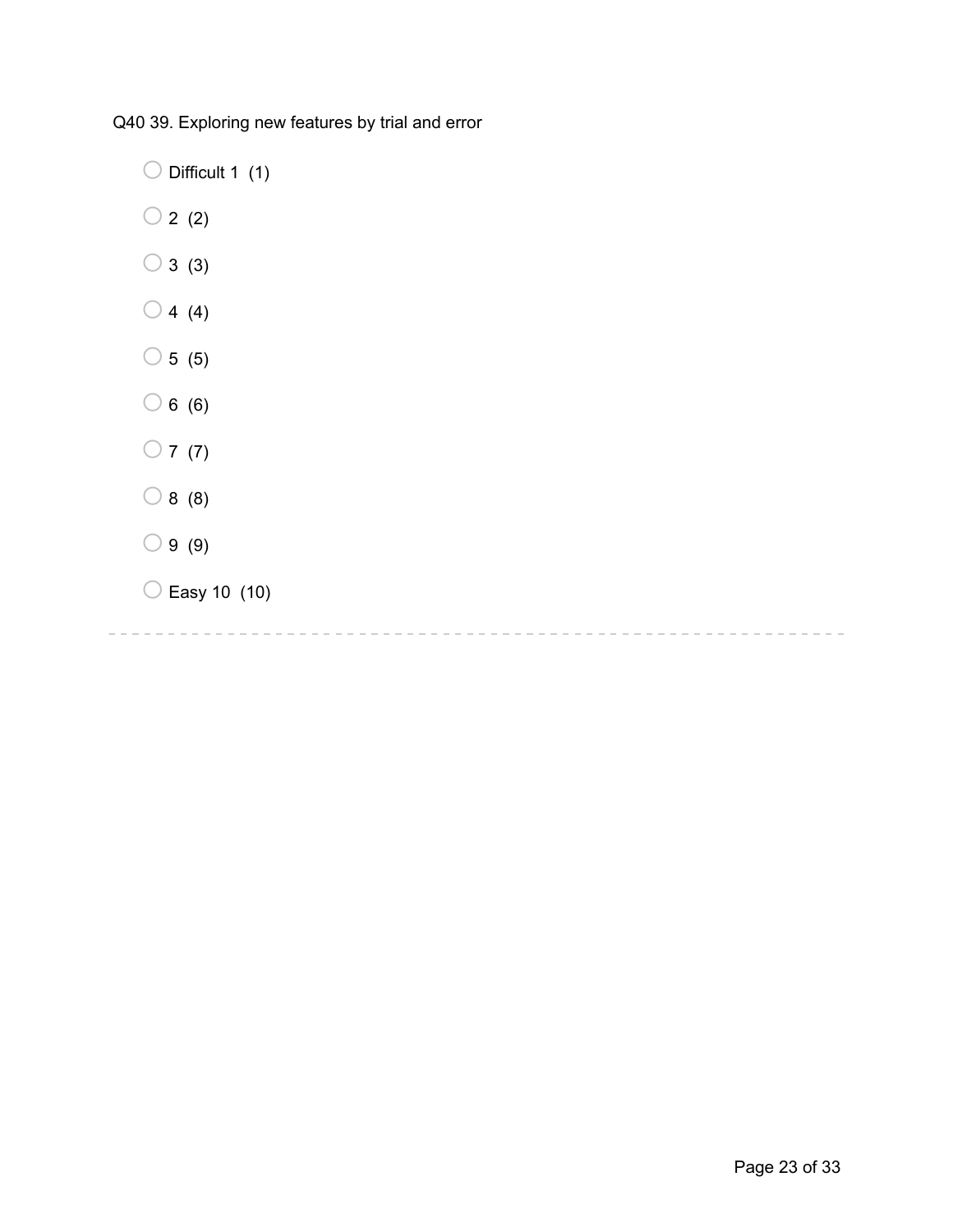Q40 39. Exploring new features by trial and error

- Difficult 1 (1)
- 2 (2)
- 3 (3)
- 4 (4)
- 5 (5)
- 6 (6)
- 7 (7)
- 8 (8)
- 9 (9)
- Easy 10 (10)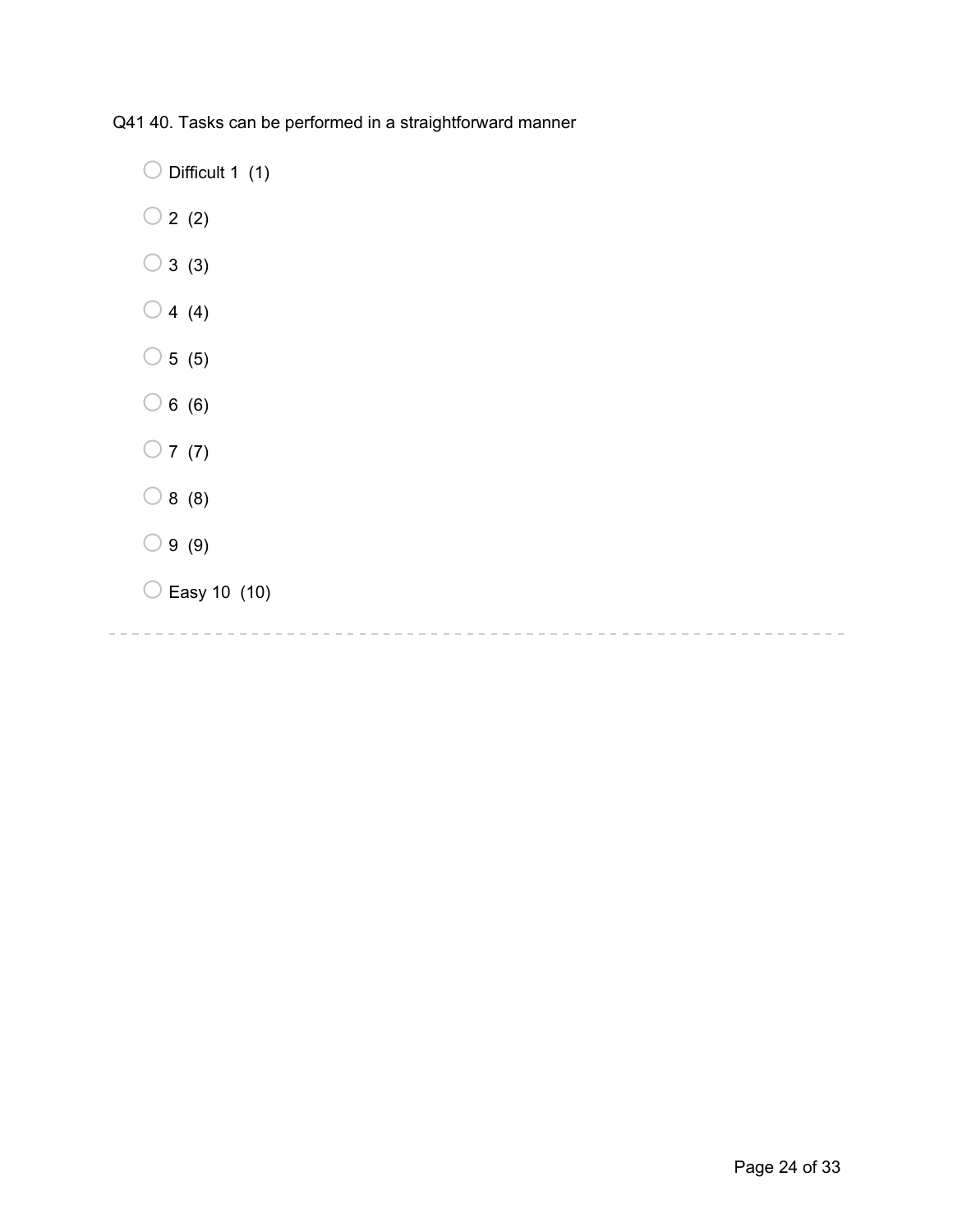Q41 40. Tasks can be performed in a straightforward manner

- ○ Difficult 1 (1)
- ○ 2 (2)
- ○ 3 (3)
- ○ 4 (4)
- ○ 5 (5)
- ○ 6 (6)
- ○ 7 (7)
- ○ 8 (8)
- ○ 9 (9)
- ○ Easy 10 (10)

---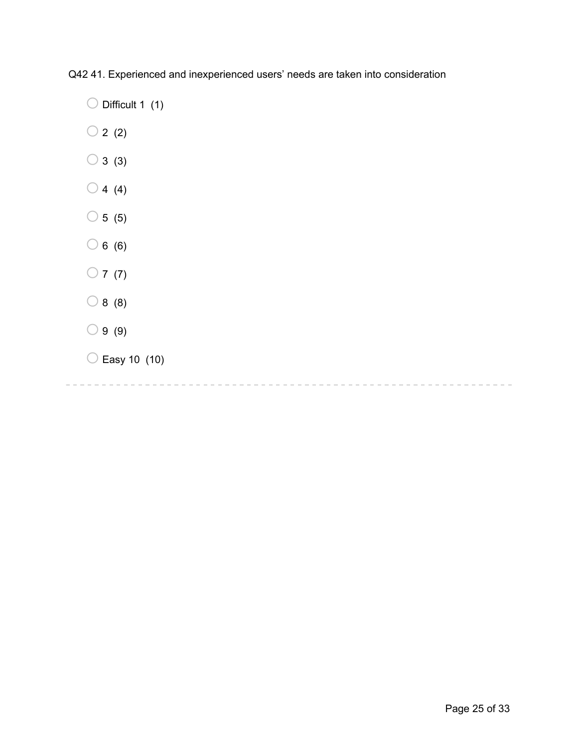Q42 41. Experienced and inexperienced users’ needs are taken into consideration

- ◯ Difficult 1 (1)
- ◯ 2 (2)
- ◯ 3 (3)
- ◯ 4 (4)
- ◯ 5 (5)
- ◯ 6 (6)
- ◯ 7 (7)
- ◯ 8 (8)
- ◯ 9 (9)
- ◯ Easy 10 (10)

---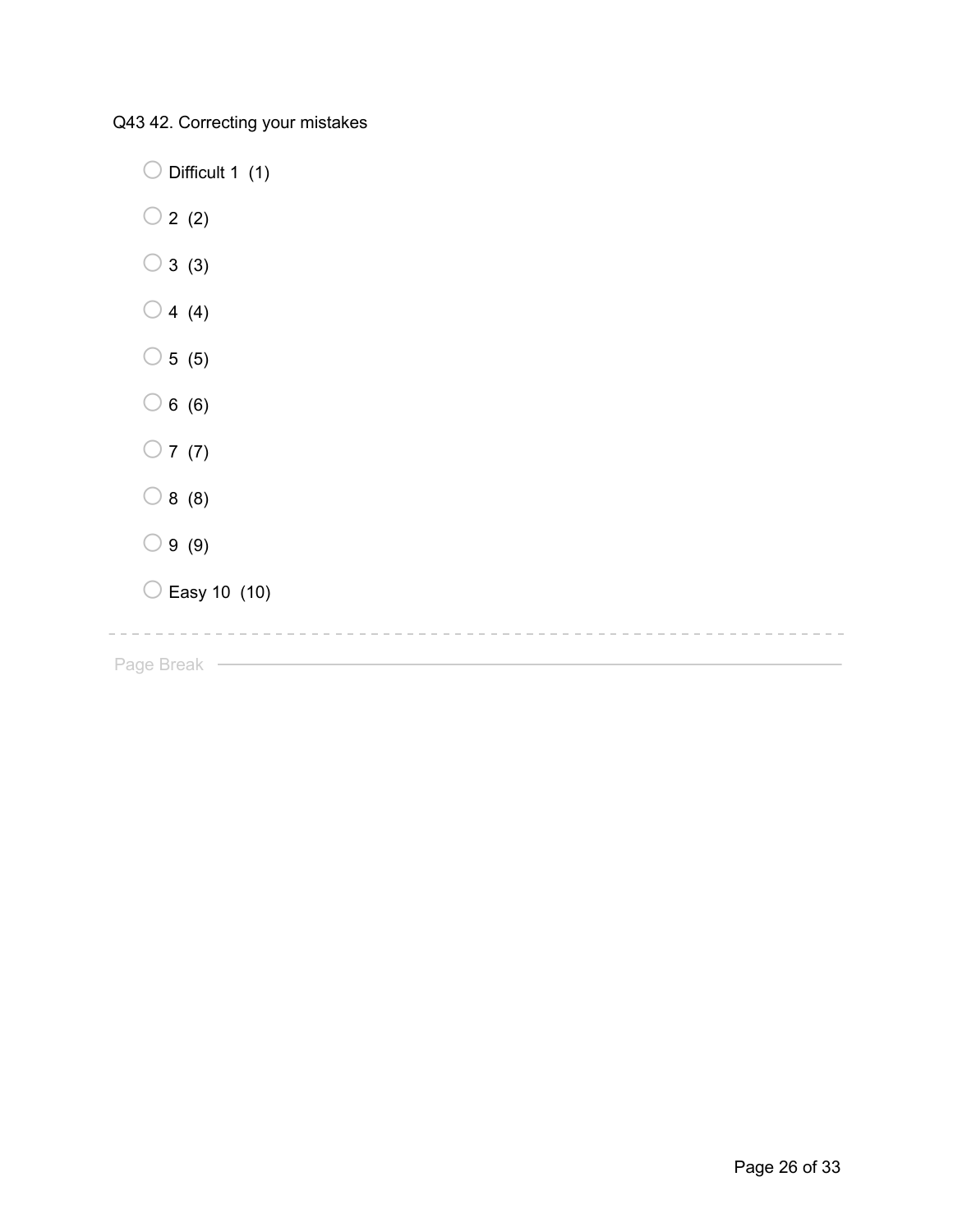Q43 42. Correcting your mistakes

- ◯ Difficult 1 (1)
- ◯ 2 (2)
- ◯ 3 (3)
- ◯ 4 (4)
- ◯ 5 (5)
- ◯ 6 (6)
- ◯ 7 (7)
- ◯ 8 (8)
- ◯ 9 (9)
- ◯ Easy 10 (10)

---

Page Break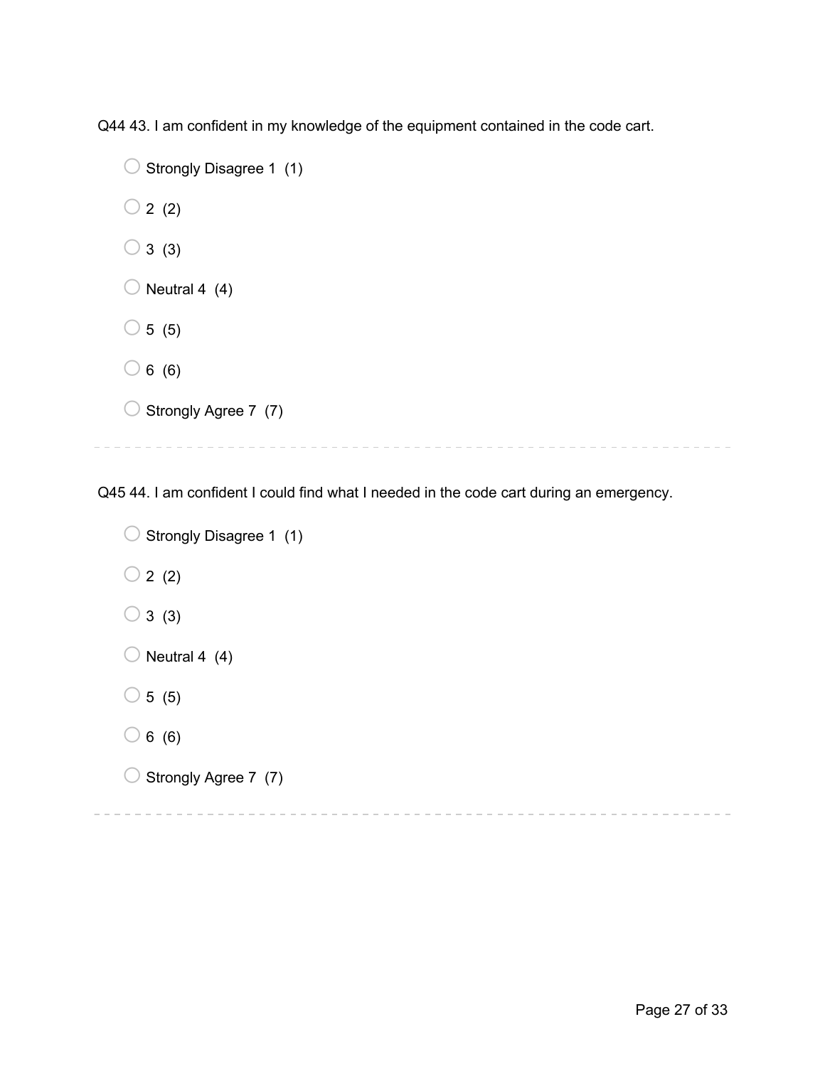Q44 43. I am confident in my knowledge of the equipment contained in the code cart.

- ○ Strongly Disagree 1 (1)
- ○ 2 (2)
- ○ 3 (3)
- ○ Neutral 4 (4)
- ○ 5 (5)
- ○ 6 (6)
- ○ Strongly Agree 7 (7)

---

Q45 44. I am confident I could find what I needed in the code cart during an emergency.

- ○ Strongly Disagree 1 (1)
- ○ 2 (2)
- ○ 3 (3)
- ○ Neutral 4 (4)
- ○ 5 (5)
- ○ 6 (6)
- ○ Strongly Agree 7 (7)

---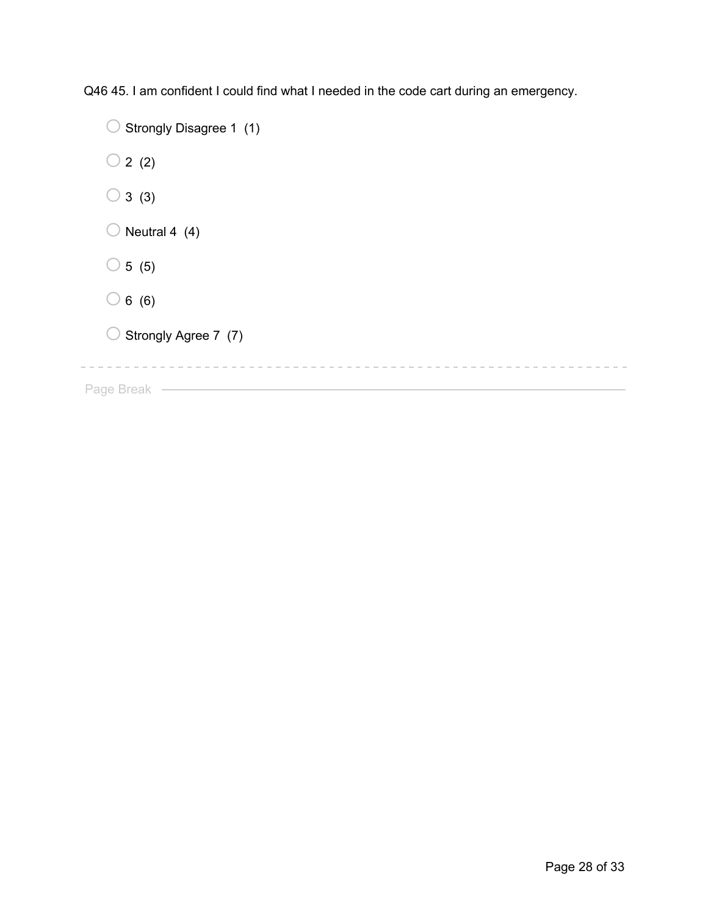Q46 45. I am confident I could find what I needed in the code cart during an emergency.

- Strongly Disagree 1 (1)
- 2 (2)
- 3 (3)
- Neutral 4 (4)
- 5 (5)
- 6 (6)
- Strongly Agree 7 (7)

---

Page Break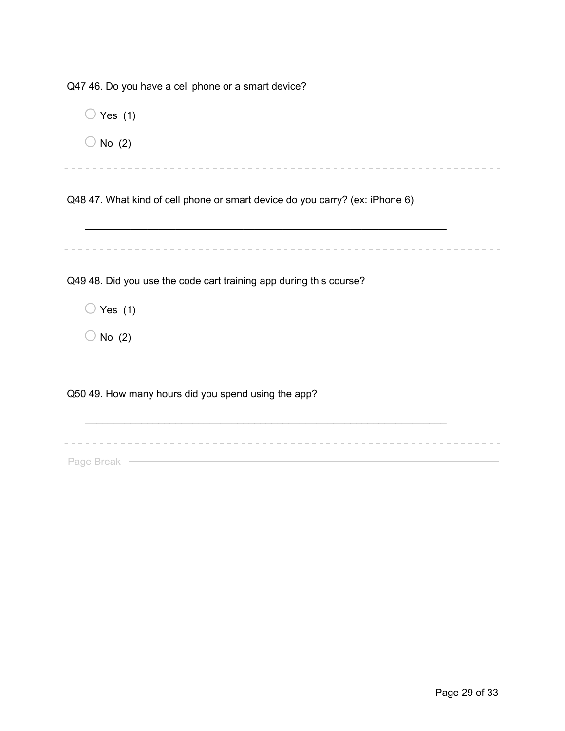Q47 46. Do you have a cell phone or a smart device?

- Yes (1)
- No (2)

---

Q48 47. What kind of cell phone or smart device do you carry? (ex: iPhone 6)

________________________________________________________________

---

Q49 48. Did you use the code cart training app during this course?

- Yes (1)
- No (2)

---

Q50 49. How many hours did you spend using the app?

________________________________________________________________

---

Page Break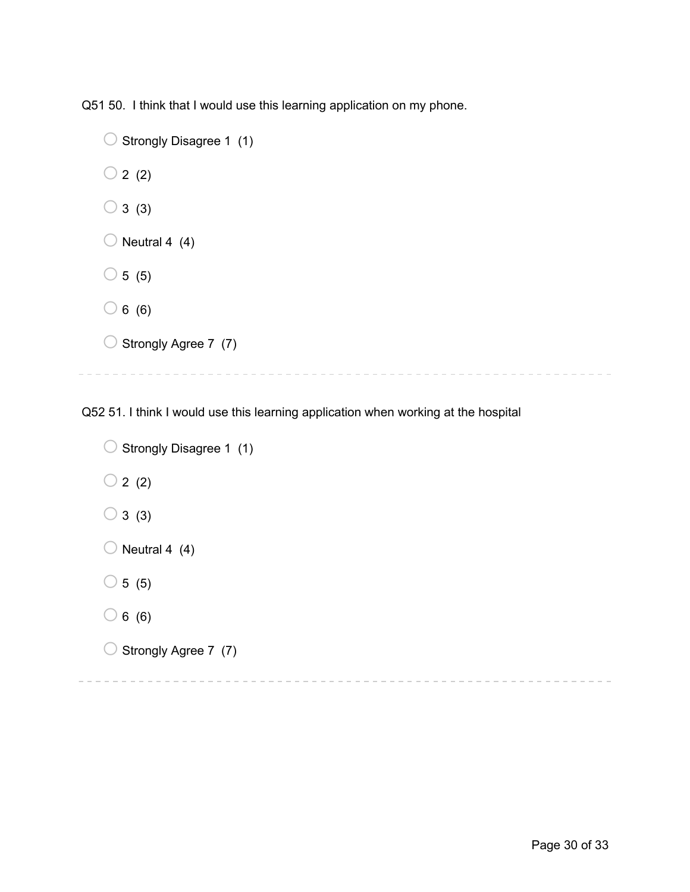Q51 50. I think that I would use this learning application on my phone.

- Strongly Disagree 1 (1)
- 2 (2)
- 3 (3)
- Neutral 4 (4)
- 5 (5)
- 6 (6)
- Strongly Agree 7 (7)

---

Q52 51. I think I would use this learning application when working at the hospital

- Strongly Disagree 1 (1)
- 2 (2)
- 3 (3)
- Neutral 4 (4)
- 5 (5)
- 6 (6)
- Strongly Agree 7 (7)

---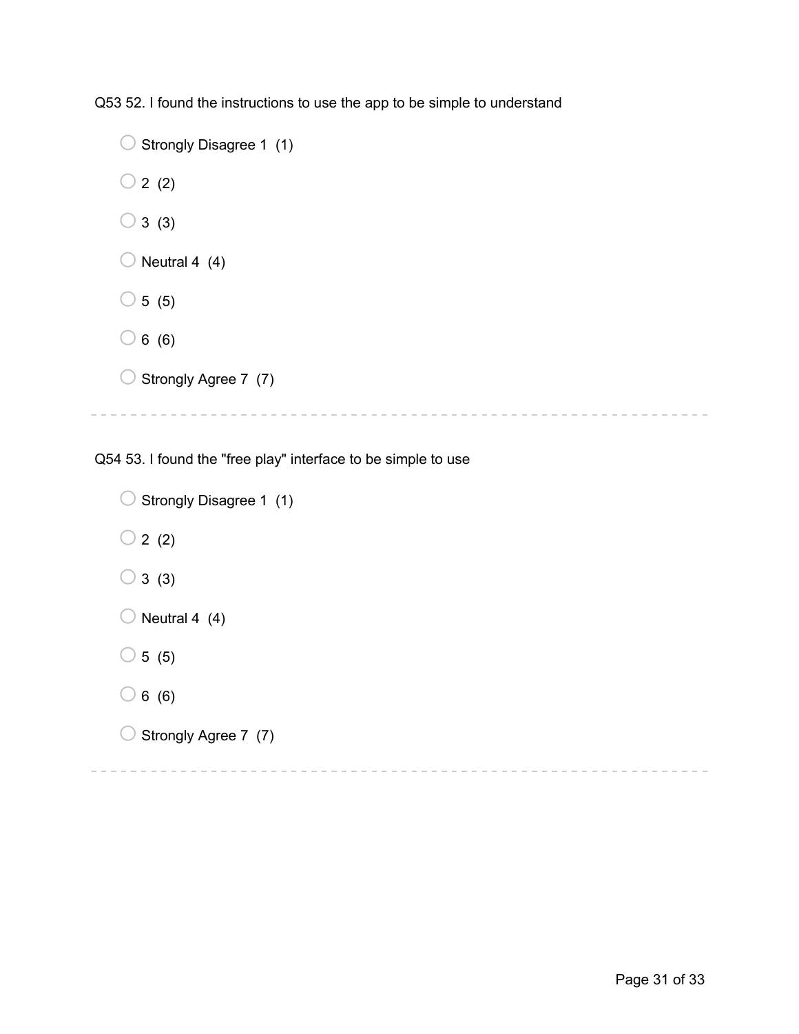Q53 52. I found the instructions to use the app to be simple to understand

- ◯ Strongly Disagree 1 (1)
- ◯ 2 (2)
- ◯ 3 (3)
- ◯ Neutral 4 (4)
- ◯ 5 (5)
- ◯ 6 (6)
- ◯ Strongly Agree 7 (7)

---

Q54 53. I found the "free play" interface to be simple to use

- ◯ Strongly Disagree 1 (1)
- ◯ 2 (2)
- ◯ 3 (3)
- ◯ Neutral 4 (4)
- ◯ 5 (5)
- ◯ 6 (6)
- ◯ Strongly Agree 7 (7)

---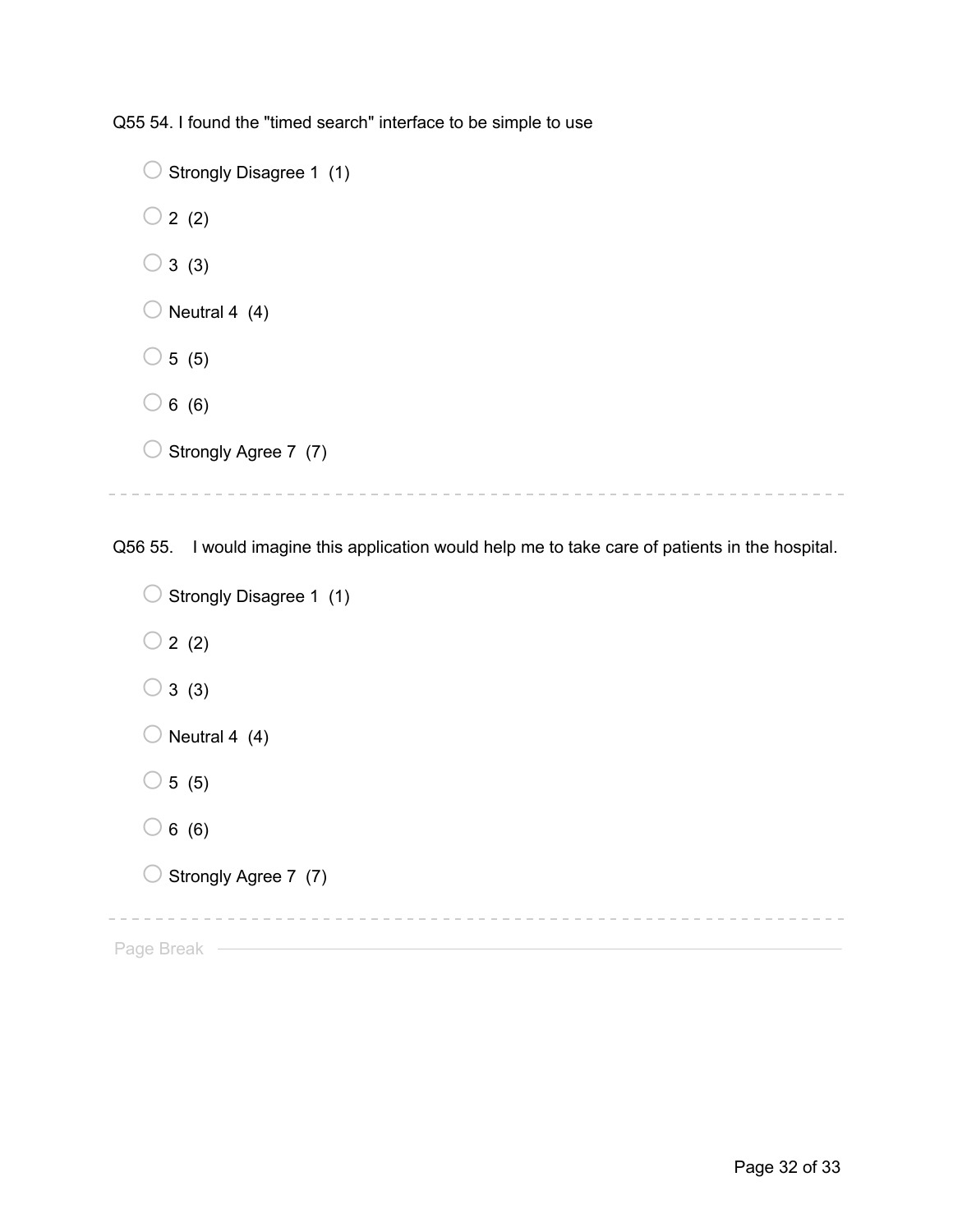Q55 54. I found the "timed search" interface to be simple to use

- Strongly Disagree 1 (1)
- 2 (2)
- 3 (3)
- Neutral 4 (4)
- 5 (5)
- 6 (6)
- Strongly Agree 7 (7)

---

Q56 55. I would imagine this application would help me to take care of patients in the hospital.

- Strongly Disagree 1 (1)
- 2 (2)
- 3 (3)
- Neutral 4 (4)
- 5 (5)
- 6 (6)
- Strongly Agree 7 (7)

---

Page Break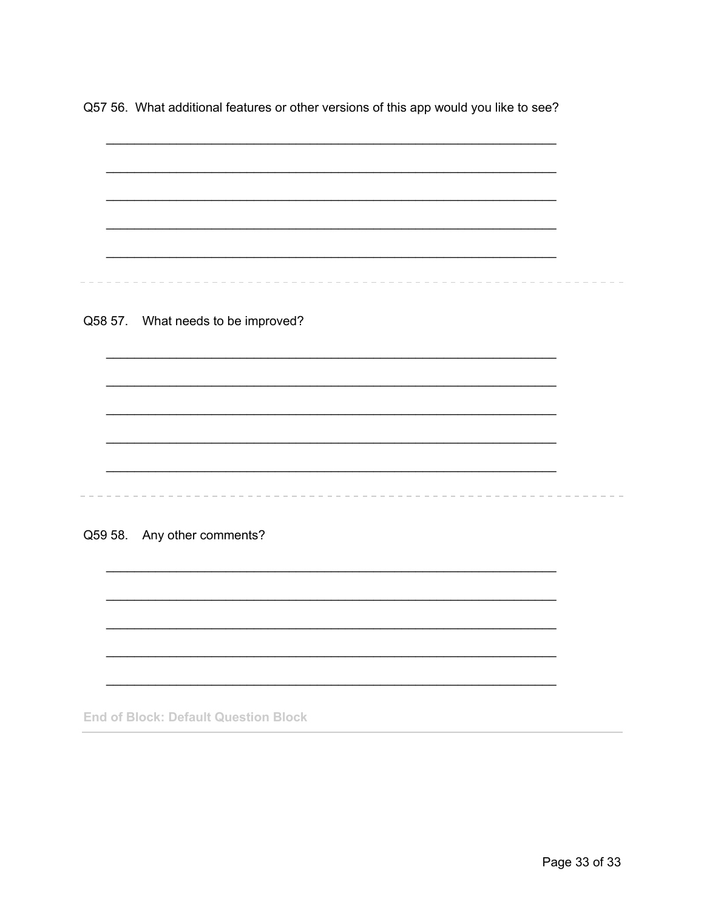Q57 56. What additional features or other versions of this app would you like to see?

________________________________________________________________

________________________________________________________________

________________________________________________________________

________________________________________________________________

________________________________________________________________

---

Q58 57. What needs to be improved?

________________________________________________________________

________________________________________________________________

________________________________________________________________

________________________________________________________________

________________________________________________________________

---

Q59 58. Any other comments?

________________________________________________________________

________________________________________________________________

________________________________________________________________

________________________________________________________________

________________________________________________________________

**End of Block: Default Question Block**